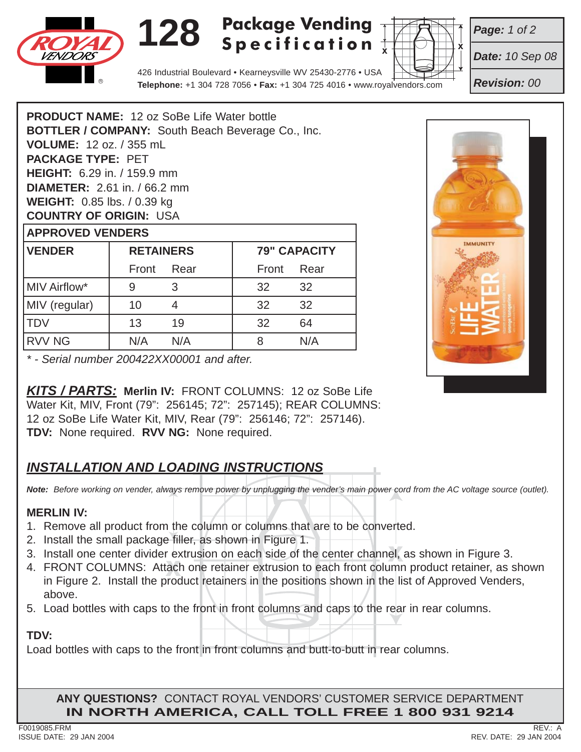# 128 Package Vending Specification

426 Industrial Boulevard • Kearneysville WV 25430-2776 • USA
**Telephone:** +1 304 728 7056 • **Fax:** +1 304 725 4016 • www.royalvendors.com

**Date:** 10 Sep 08
**Revision:** 00

**PRODUCT NAME:** 12 oz SoBe Life Water bottle
**BOTTLER / COMPANY:** South Beach Beverage Co., Inc.
**VOLUME:** 12 oz. / 355 mL
**PACKAGE TYPE:** PET
**HEIGHT:** 6.29 in. / 159.9 mm
**DIAMETER:** 2.61 in. / 66.2 mm
**WEIGHT:** 0.85 lbs. / 0.39 kg
**COUNTRY OF ORIGIN:** USA

**APPROVED VENDERS**

| VENDER | RETAINERS | | 79" CAPACITY | |
|---|---|---|---|---|
| | Front | Rear | Front | Rear |
| MIV Airflow* | 9 | 3 | 32 | 32 |
| MIV (regular) | 10 | 4 | 32 | 32 |
| TDV | 13 | 19 | 32 | 64 |
| RVV NG | N/A | N/A | 8 | N/A |

*\* - Serial number 200422XX00001 and after.*

***KITS / PARTS:*** **Merlin IV:** FRONT COLUMNS: 12 oz SoBe Life Water Kit, MIV, Front (79": 256145; 72": 257145); REAR COLUMNS: 12 oz SoBe Life Water Kit, MIV, Rear (79": 256146; 72": 257146).
**TDV:** None required. **RVV NG:** None required.

## *INSTALLATION AND LOADING INSTRUCTIONS*

***Note:*** *Before working on vender, always remove power by unplugging the vender's main power cord from the AC voltage source (outlet).*

**MERLIN IV:**

1. Remove all product from the column or columns that are to be converted.
2. Install the small package filler, as shown in Figure 1.
3. Install one center divider extrusion on each side of the center channel, as shown in Figure 3.
4. FRONT COLUMNS: Attach one retainer extrusion to each front column product retainer, as shown in Figure 2. Install the product retainers in the positions shown in the list of Approved Venders, above.
5. Load bottles with caps to the front in front columns and caps to the rear in rear columns.

**TDV:**
Load bottles with caps to the front in front columns and butt-to-butt in rear columns.

**ANY QUESTIONS?** CONTACT ROYAL VENDORS' CUSTOMER SERVICE DEPARTMENT
**IN NORTH AMERICA, CALL TOLL FREE 1 800 931 9214**

F0019085.FRM
ISSUE DATE: 29 JAN 2004
REV.: A
REV. DATE: 29 JAN 2004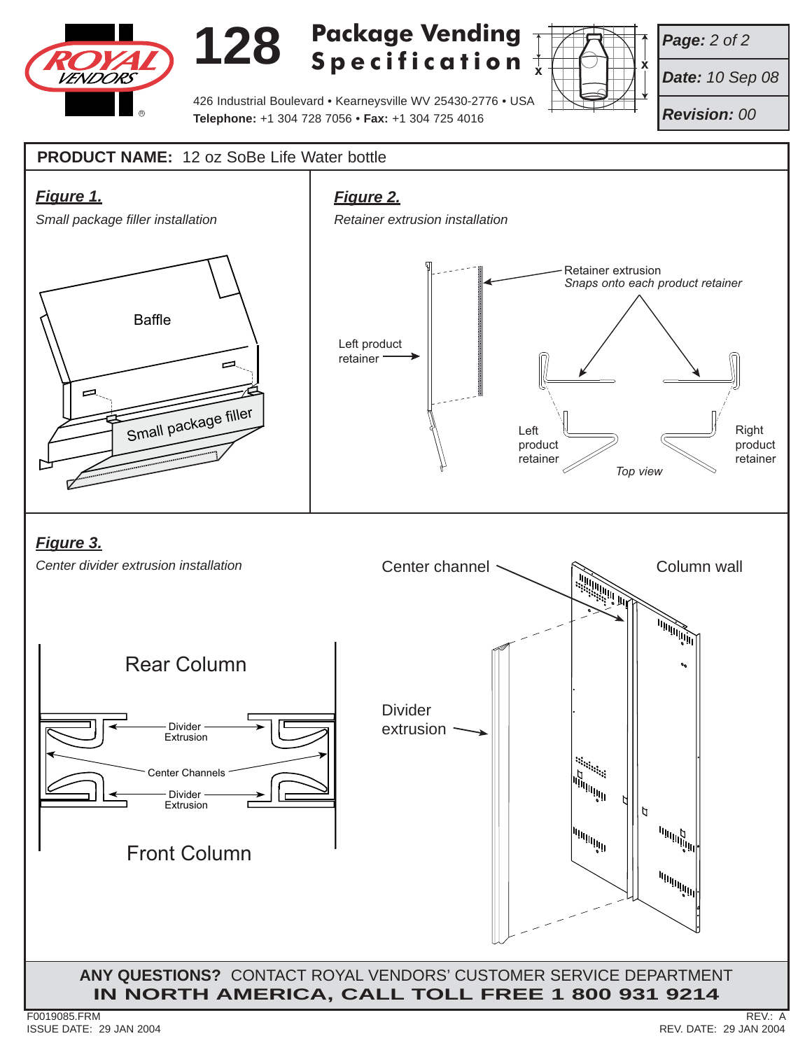# 128 Package Vending Specification

**Page:** 2 of 2
**Date:** 10 Sep 08
**Revision:** 00

426 Industrial Boulevard • Kearneysville WV 25430-2776 • USA
**Telephone:** +1 304 728 7056 • **Fax:** +1 304 725 4016

**PRODUCT NAME:** 12 oz SoBe Life Water bottle

***Figure 1.***

*Small package filler installation*

Baffle

Small package filler

***Figure 2.***

*Retainer extrusion installation*

Retainer extrusion
*Snaps onto each product retainer*

Left product retainer

Left product retainer

Right product retainer

*Top view*

***Figure 3.***

*Center divider extrusion installation*

Rear Column

Divider Extrusion

Center Channels

Divider Extrusion

Front Column

Center channel

Column wall

Divider extrusion

**ANY QUESTIONS?** CONTACT ROYAL VENDORS' CUSTOMER SERVICE DEPARTMENT
**IN NORTH AMERICA, CALL TOLL FREE 1 800 931 9214**

F0019085.FRM
ISSUE DATE: 29 JAN 2004

REV.: A
REV. DATE: 29 JAN 2004